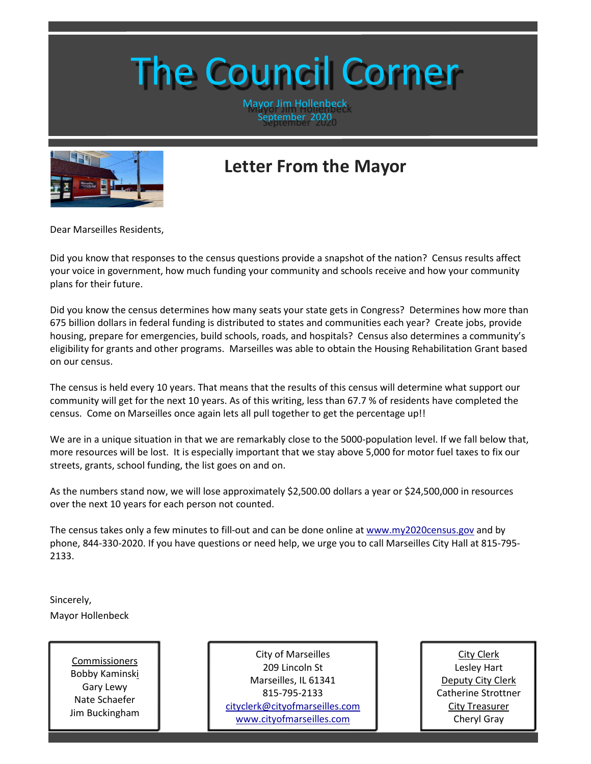# The Council Corner

Mayor Jim Hollenbeck
September 2020

## Letter From the Mayor

Dear Marseilles Residents,

Did you know that responses to the census questions provide a snapshot of the nation? Census results affect your voice in government, how much funding your community and schools receive and how your community plans for their future.

Did you know the census determines how many seats your state gets in Congress? Determines how more than 675 billion dollars in federal funding is distributed to states and communities each year? Create jobs, provide housing, prepare for emergencies, build schools, roads, and hospitals? Census also determines a community's eligibility for grants and other programs. Marseilles was able to obtain the Housing Rehabilitation Grant based on our census.

The census is held every 10 years. That means that the results of this census will determine what support our community will get for the next 10 years. As of this writing, less than 67.7 % of residents have completed the census. Come on Marseilles once again lets all pull together to get the percentage up!!

We are in a unique situation in that we are remarkably close to the 5000-population level. If we fall below that, more resources will be lost. It is especially important that we stay above 5,000 for motor fuel taxes to fix our streets, grants, school funding, the list goes on and on.

As the numbers stand now, we will lose approximately $2,500.00 dollars a year or $24,500,000 in resources over the next 10 years for each person not counted.

The census takes only a few minutes to fill-out and can be done online at [www.my2020census.gov](http://www.my2020census.gov) and by phone, 844-330-2020. If you have questions or need help, we urge you to call Marseilles City Hall at 815-795-2133.

Sincerely,
Mayor Hollenbeck

Commissioners
Bobby Kaminski
Gary Lewy
Nate Schaefer
Jim Buckingham

City of Marseilles
209 Lincoln St
Marseilles, IL 61341
815-795-2133
[cityclerk@cityofmarseilles.com](mailto:cityclerk@cityofmarseilles.com)
[www.cityofmarseilles.com](http://www.cityofmarseilles.com)

City Clerk
Lesley Hart
Deputy City Clerk
Catherine Strottner
City Treasurer
Cheryl Gray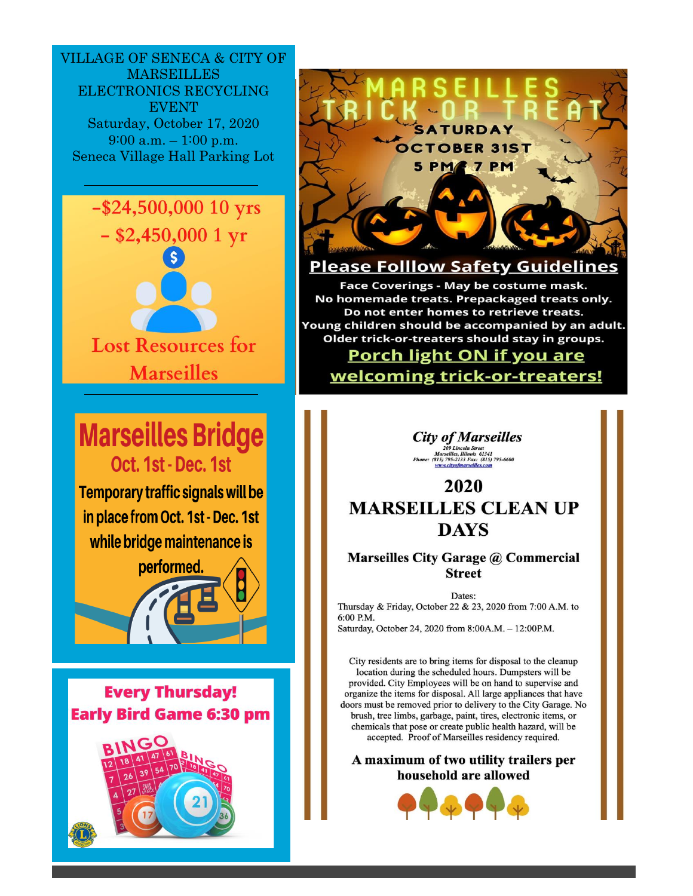VILLAGE OF SENECA & CITY OF MARSEILLES ELECTRONICS RECYCLING EVENT

Saturday, October 17, 2020

9:00 a.m. – 1:00 p.m.

Seneca Village Hall Parking Lot

---

-$24,500,000 10 yrs

– $2,450,000 1 yr

Lost Resources for Marseilles

---

# Marseilles Bridge

## Oct. 1st - Dec. 1st

**Temporary traffic signals will be in place from Oct. 1st - Dec. 1st while bridge maintenance is performed.**

---

**Every Thursday!**

**Early Bird Game 6:30 pm**

---

# MARSEILLES TRICK OR TREAT

SATURDAY

OCTOBER 31ST

5 PM - 7 PM

**Please Folllow Safety Guidelines**

Face Coverings - May be costume mask.

No homemade treats. Prepackaged treats only.

Do not enter homes to retrieve treats.

Young children should be accompanied by an adult.

Older trick-or-treaters should stay in groups.

**Porch light ON if you are welcoming trick-or-treaters!**

---

***City of Marseilles***

*209 Lincoln Street*

*Marseilles, Illinois 61341*

*Phone: (815) 795-2133 Fax: (815) 795-6600*

*www.cityofmarseilles.com*

# 2020 MARSEILLES CLEAN UP DAYS

**Marseilles City Garage @ Commercial Street**

Dates:

Thursday & Friday, October 22 & 23, 2020 from 7:00 A.M. to 6:00 P.M.

Saturday, October 24, 2020 from 8:00A.M. – 12:00P.M.

City residents are to bring items for disposal to the cleanup location during the scheduled hours. Dumpsters will be provided. City Employees will be on hand to supervise and organize the items for disposal. All large appliances that have doors must be removed prior to delivery to the City Garage. No brush, tree limbs, garbage, paint, tires, electronic items, or chemicals that pose or create public health hazard, will be accepted. Proof of Marseilles residency required.

**A maximum of two utility trailers per household are allowed**